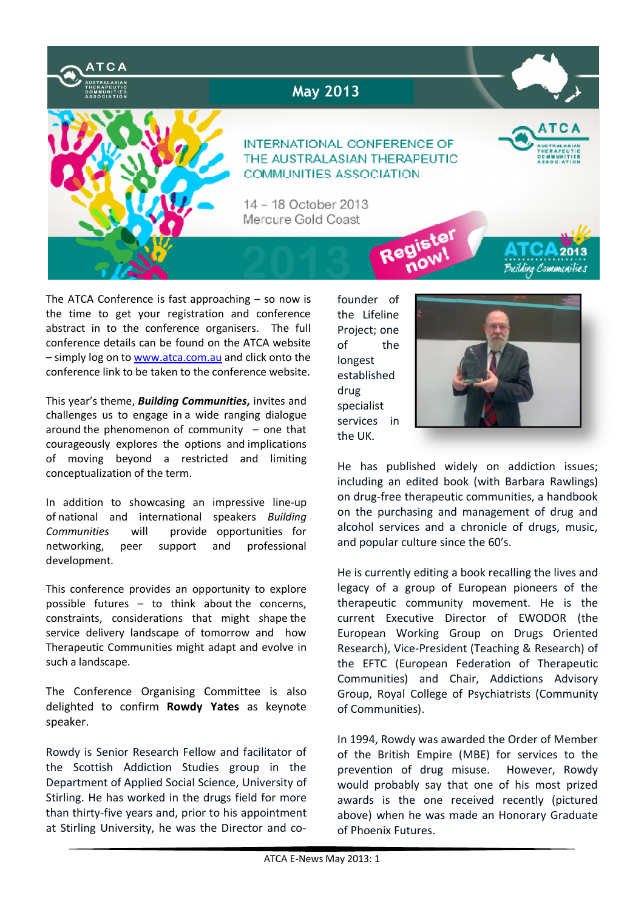# ATCA

Australasian Therapeutic Communities Association

## May 2013

INTERNATIONAL CONFERENCE OF THE AUSTRALASIAN THERAPEUTIC COMMUNITIES ASSOCIATION

14 – 18 October 2013
Mercure Gold Coast

Register now!

ATCA 2013 Building Communities

The ATCA Conference is fast approaching – so now is the time to get your registration and conference abstract in to the conference organisers. The full conference details can be found on the ATCA website – simply log on to www.atca.com.au and click onto the conference link to be taken to the conference website.

This year's theme, ***Building Communities***, invites and challenges us to engage in a wide ranging dialogue around the phenomenon of community – one that courageously explores the options and implications of moving beyond a restricted and limiting conceptualization of the term.

In addition to showcasing an impressive line-up of national and international speakers *Building Communities* will provide opportunities for networking, peer support and professional development.

This conference provides an opportunity to explore possible futures – to think about the concerns, constraints, considerations that might shape the service delivery landscape of tomorrow and how Therapeutic Communities might adapt and evolve in such a landscape.

The Conference Organising Committee is also delighted to confirm **Rowdy Yates** as keynote speaker.

Rowdy is Senior Research Fellow and facilitator of the Scottish Addiction Studies group in the Department of Applied Social Science, University of Stirling. He has worked in the drugs field for more than thirty-five years and, prior to his appointment at Stirling University, he was the Director and co-founder of the Lifeline Project; one of the longest established drug specialist services in the UK.

He has published widely on addiction issues; including an edited book (with Barbara Rawlings) on drug-free therapeutic communities, a handbook on the purchasing and management of drug and alcohol services and a chronicle of drugs, music, and popular culture since the 60's.

He is currently editing a book recalling the lives and legacy of a group of European pioneers of the therapeutic community movement. He is the current Executive Director of EWODOR (the European Working Group on Drugs Oriented Research), Vice-President (Teaching & Research) of the EFTC (European Federation of Therapeutic Communities) and Chair, Addictions Advisory Group, Royal College of Psychiatrists (Community of Communities).

In 1994, Rowdy was awarded the Order of Member of the British Empire (MBE) for services to the prevention of drug misuse. However, Rowdy would probably say that one of his most prized awards is the one received recently (pictured above) when he was made an Honorary Graduate of Phoenix Futures.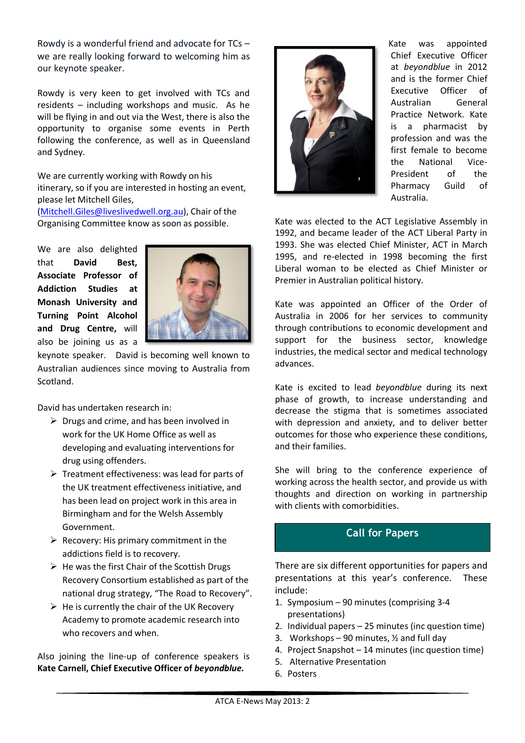Rowdy is a wonderful friend and advocate for TCs – we are really looking forward to welcoming him as our keynote speaker.

Rowdy is very keen to get involved with TCs and residents – including workshops and music. As he will be flying in and out via the West, there is also the opportunity to organise some events in Perth following the conference, as well as in Queensland and Sydney.

We are currently working with Rowdy on his itinerary, so if you are interested in hosting an event, please let Mitchell Giles, (Mitchell.Giles@liveslivedwell.org.au), Chair of the Organising Committee know as soon as possible.

We are also delighted that **David Best, Associate Professor of Addiction Studies at Monash University and Turning Point Alcohol and Drug Centre,** will also be joining us as a keynote speaker. David is becoming well known to Australian audiences since moving to Australia from Scotland.

David has undertaken research in:

- Drugs and crime, and has been involved in work for the UK Home Office as well as developing and evaluating interventions for drug using offenders.
- Treatment effectiveness: was lead for parts of the UK treatment effectiveness initiative, and has been lead on project work in this area in Birmingham and for the Welsh Assembly Government.
- Recovery: His primary commitment in the addictions field is to recovery.
- He was the first Chair of the Scottish Drugs Recovery Consortium established as part of the national drug strategy, "The Road to Recovery".
- He is currently the chair of the UK Recovery Academy to promote academic research into who recovers and when.

Also joining the line-up of conference speakers is **Kate Carnell, Chief Executive Officer of *beyondblue.***

Kate was appointed Chief Executive Officer at *beyondblue* in 2012 and is the former Chief Executive Officer of Australian General Practice Network. Kate is a pharmacist by profession and was the first female to become the National Vice-President of the Pharmacy Guild of Australia.

Kate was elected to the ACT Legislative Assembly in 1992, and became leader of the ACT Liberal Party in 1993. She was elected Chief Minister, ACT in March 1995, and re-elected in 1998 becoming the first Liberal woman to be elected as Chief Minister or Premier in Australian political history.

Kate was appointed an Officer of the Order of Australia in 2006 for her services to community through contributions to economic development and support for the business sector, knowledge industries, the medical sector and medical technology advances.

Kate is excited to lead *beyondblue* during its next phase of growth, to increase understanding and decrease the stigma that is sometimes associated with depression and anxiety, and to deliver better outcomes for those who experience these conditions, and their families.

She will bring to the conference experience of working across the health sector, and provide us with thoughts and direction on working in partnership with clients with comorbidities.

## Call for Papers

There are six different opportunities for papers and presentations at this year's conference. These include:

1. Symposium – 90 minutes (comprising 3-4 presentations)
2. Individual papers – 25 minutes (inc question time)
3. Workshops – 90 minutes, ½ and full day
4. Project Snapshot – 14 minutes (inc question time)
5. Alternative Presentation
6. Posters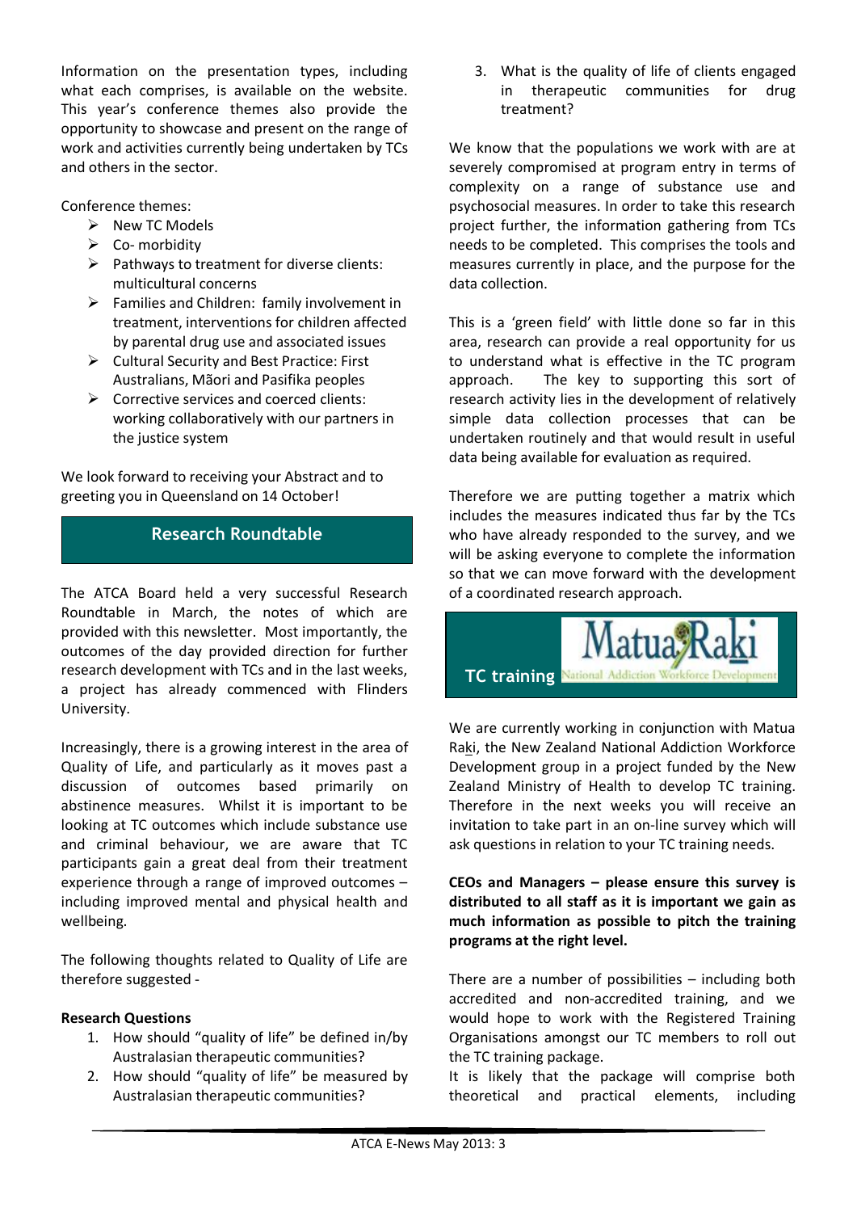Information on the presentation types, including what each comprises, is available on the website. This year's conference themes also provide the opportunity to showcase and present on the range of work and activities currently being undertaken by TCs and others in the sector.

Conference themes:

- New TC Models
- Co- morbidity
- Pathways to treatment for diverse clients: multicultural concerns
- Families and Children: family involvement in treatment, interventions for children affected by parental drug use and associated issues
- Cultural Security and Best Practice: First Australians, Māori and Pasifika peoples
- Corrective services and coerced clients: working collaboratively with our partners in the justice system

We look forward to receiving your Abstract and to greeting you in Queensland on 14 October!

## Research Roundtable

The ATCA Board held a very successful Research Roundtable in March, the notes of which are provided with this newsletter. Most importantly, the outcomes of the day provided direction for further research development with TCs and in the last weeks, a project has already commenced with Flinders University.

Increasingly, there is a growing interest in the area of Quality of Life, and particularly as it moves past a discussion of outcomes based primarily on abstinence measures. Whilst it is important to be looking at TC outcomes which include substance use and criminal behaviour, we are aware that TC participants gain a great deal from their treatment experience through a range of improved outcomes – including improved mental and physical health and wellbeing.

The following thoughts related to Quality of Life are therefore suggested -

**Research Questions**

1. How should "quality of life" be defined in/by Australasian therapeutic communities?
2. How should "quality of life" be measured by Australasian therapeutic communities?
3. What is the quality of life of clients engaged in therapeutic communities for drug treatment?

We know that the populations we work with are at severely compromised at program entry in terms of complexity on a range of substance use and psychosocial measures. In order to take this research project further, the information gathering from TCs needs to be completed. This comprises the tools and measures currently in place, and the purpose for the data collection.

This is a 'green field' with little done so far in this area, research can provide a real opportunity for us to understand what is effective in the TC program approach. The key to supporting this sort of research activity lies in the development of relatively simple data collection processes that can be undertaken routinely and that would result in useful data being available for evaluation as required.

Therefore we are putting together a matrix which includes the measures indicated thus far by the TCs who have already responded to the survey, and we will be asking everyone to complete the information so that we can move forward with the development of a coordinated research approach.

## TC training

Matua Raki
National Addiction Workforce Development

We are currently working in conjunction with Matua Raki, the New Zealand National Addiction Workforce Development group in a project funded by the New Zealand Ministry of Health to develop TC training. Therefore in the next weeks you will receive an invitation to take part in an on-line survey which will ask questions in relation to your TC training needs.

**CEOs and Managers – please ensure this survey is distributed to all staff as it is important we gain as much information as possible to pitch the training programs at the right level.**

There are a number of possibilities – including both accredited and non-accredited training, and we would hope to work with the Registered Training Organisations amongst our TC members to roll out the TC training package.

It is likely that the package will comprise both theoretical and practical elements, including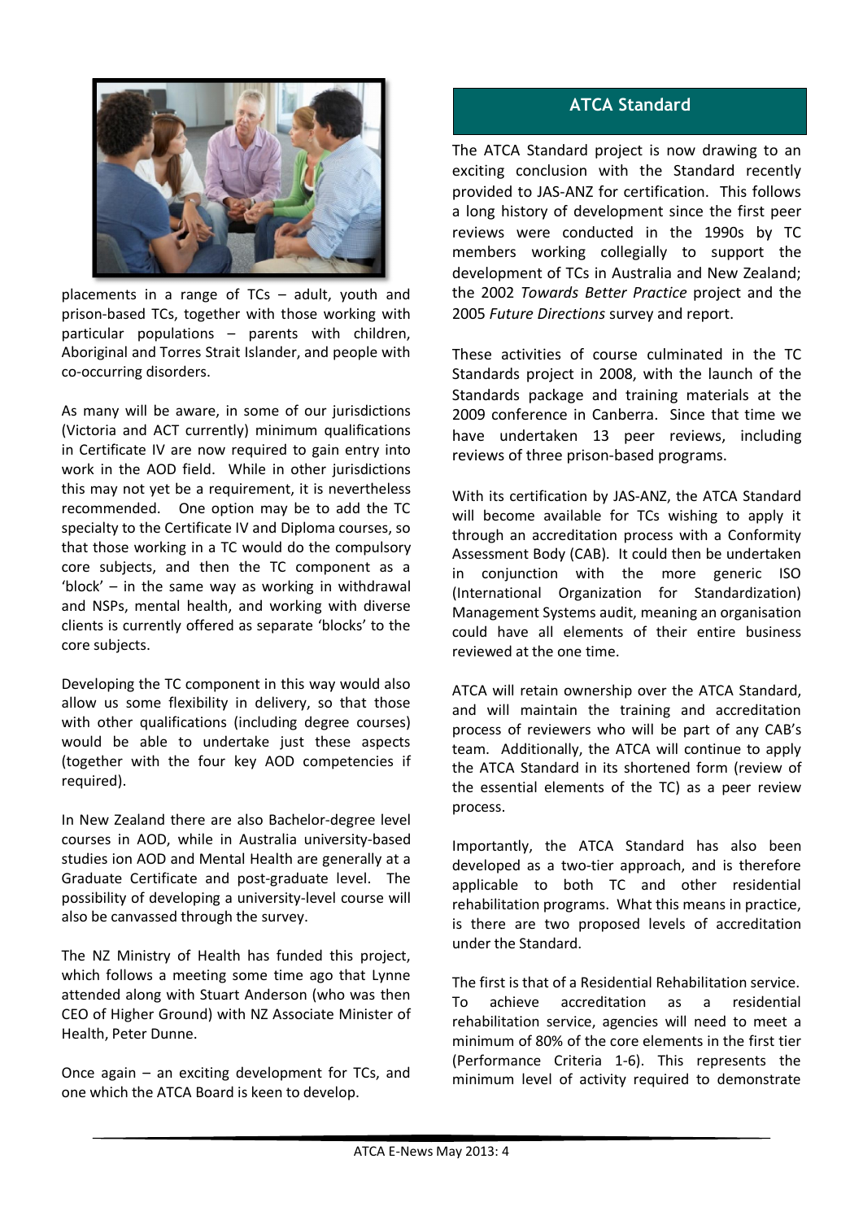placements in a range of TCs – adult, youth and prison-based TCs, together with those working with particular populations – parents with children, Aboriginal and Torres Strait Islander, and people with co-occurring disorders.

As many will be aware, in some of our jurisdictions (Victoria and ACT currently) minimum qualifications in Certificate IV are now required to gain entry into work in the AOD field. While in other jurisdictions this may not yet be a requirement, it is nevertheless recommended. One option may be to add the TC specialty to the Certificate IV and Diploma courses, so that those working in a TC would do the compulsory core subjects, and then the TC component as a 'block' – in the same way as working in withdrawal and NSPs, mental health, and working with diverse clients is currently offered as separate 'blocks' to the core subjects.

Developing the TC component in this way would also allow us some flexibility in delivery, so that those with other qualifications (including degree courses) would be able to undertake just these aspects (together with the four key AOD competencies if required).

In New Zealand there are also Bachelor-degree level courses in AOD, while in Australia university-based studies ion AOD and Mental Health are generally at a Graduate Certificate and post-graduate level. The possibility of developing a university-level course will also be canvassed through the survey.

The NZ Ministry of Health has funded this project, which follows a meeting some time ago that Lynne attended along with Stuart Anderson (who was then CEO of Higher Ground) with NZ Associate Minister of Health, Peter Dunne.

Once again – an exciting development for TCs, and one which the ATCA Board is keen to develop.

## ATCA Standard

The ATCA Standard project is now drawing to an exciting conclusion with the Standard recently provided to JAS-ANZ for certification. This follows a long history of development since the first peer reviews were conducted in the 1990s by TC members working collegially to support the development of TCs in Australia and New Zealand; the 2002 *Towards Better Practice* project and the 2005 *Future Directions* survey and report.

These activities of course culminated in the TC Standards project in 2008, with the launch of the Standards package and training materials at the 2009 conference in Canberra. Since that time we have undertaken 13 peer reviews, including reviews of three prison-based programs.

With its certification by JAS-ANZ, the ATCA Standard will become available for TCs wishing to apply it through an accreditation process with a Conformity Assessment Body (CAB). It could then be undertaken in conjunction with the more generic ISO (International Organization for Standardization) Management Systems audit, meaning an organisation could have all elements of their entire business reviewed at the one time.

ATCA will retain ownership over the ATCA Standard, and will maintain the training and accreditation process of reviewers who will be part of any CAB's team. Additionally, the ATCA will continue to apply the ATCA Standard in its shortened form (review of the essential elements of the TC) as a peer review process.

Importantly, the ATCA Standard has also been developed as a two-tier approach, and is therefore applicable to both TC and other residential rehabilitation programs. What this means in practice, is there are two proposed levels of accreditation under the Standard.

The first is that of a Residential Rehabilitation service. To achieve accreditation as a residential rehabilitation service, agencies will need to meet a minimum of 80% of the core elements in the first tier (Performance Criteria 1-6). This represents the minimum level of activity required to demonstrate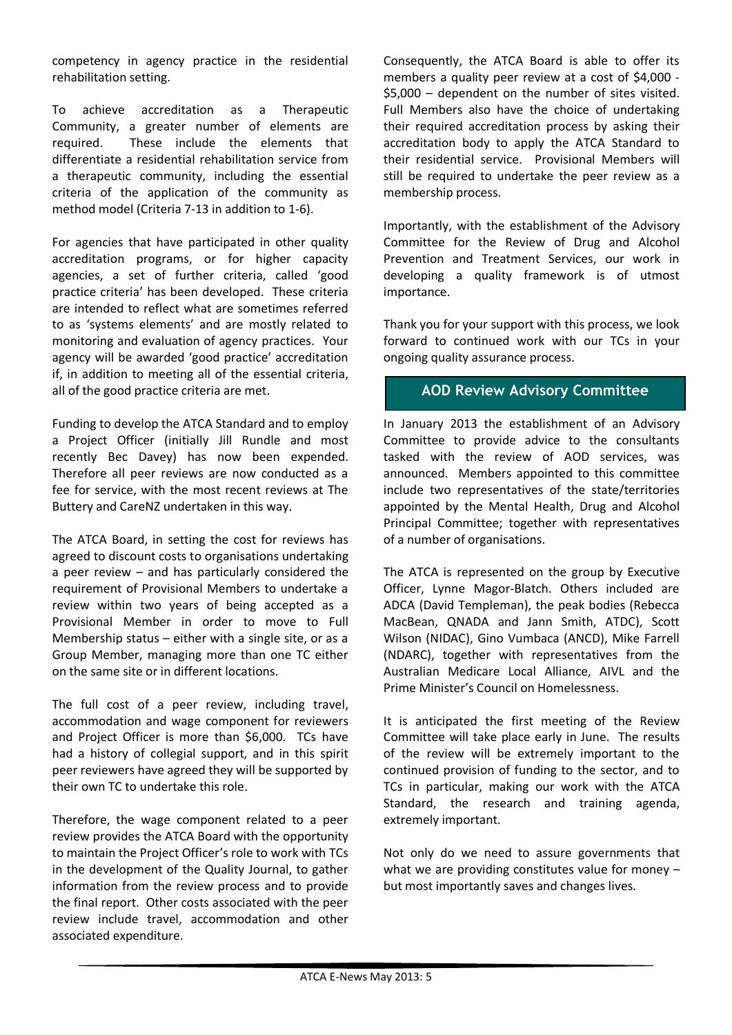competency in agency practice in the residential rehabilitation setting.

To achieve accreditation as a Therapeutic Community, a greater number of elements are required. These include the elements that differentiate a residential rehabilitation service from a therapeutic community, including the essential criteria of the application of the community as method model (Criteria 7-13 in addition to 1-6).

For agencies that have participated in other quality accreditation programs, or for higher capacity agencies, a set of further criteria, called 'good practice criteria' has been developed. These criteria are intended to reflect what are sometimes referred to as 'systems elements' and are mostly related to monitoring and evaluation of agency practices. Your agency will be awarded 'good practice' accreditation if, in addition to meeting all of the essential criteria, all of the good practice criteria are met.

Funding to develop the ATCA Standard and to employ a Project Officer (initially Jill Rundle and most recently Bec Davey) has now been expended. Therefore all peer reviews are now conducted as a fee for service, with the most recent reviews at The Buttery and CareNZ undertaken in this way.

The ATCA Board, in setting the cost for reviews has agreed to discount costs to organisations undertaking a peer review – and has particularly considered the requirement of Provisional Members to undertake a review within two years of being accepted as a Provisional Member in order to move to Full Membership status – either with a single site, or as a Group Member, managing more than one TC either on the same site or in different locations.

The full cost of a peer review, including travel, accommodation and wage component for reviewers and Project Officer is more than $6,000. TCs have had a history of collegial support, and in this spirit peer reviewers have agreed they will be supported by their own TC to undertake this role.

Therefore, the wage component related to a peer review provides the ATCA Board with the opportunity to maintain the Project Officer's role to work with TCs in the development of the Quality Journal, to gather information from the review process and to provide the final report. Other costs associated with the peer review include travel, accommodation and other associated expenditure.

Consequently, the ATCA Board is able to offer its members a quality peer review at a cost of $4,000 - $5,000 – dependent on the number of sites visited. Full Members also have the choice of undertaking their required accreditation process by asking their accreditation body to apply the ATCA Standard to their residential service. Provisional Members will still be required to undertake the peer review as a membership process.

Importantly, with the establishment of the Advisory Committee for the Review of Drug and Alcohol Prevention and Treatment Services, our work in developing a quality framework is of utmost importance.

Thank you for your support with this process, we look forward to continued work with our TCs in your ongoing quality assurance process.

## AOD Review Advisory Committee

In January 2013 the establishment of an Advisory Committee to provide advice to the consultants tasked with the review of AOD services, was announced. Members appointed to this committee include two representatives of the state/territories appointed by the Mental Health, Drug and Alcohol Principal Committee; together with representatives of a number of organisations.

The ATCA is represented on the group by Executive Officer, Lynne Magor-Blatch. Others included are ADCA (David Templeman), the peak bodies (Rebecca MacBean, QNADA and Jann Smith, ATDC), Scott Wilson (NIDAC), Gino Vumbaca (ANCD), Mike Farrell (NDARC), together with representatives from the Australian Medicare Local Alliance, AIVL and the Prime Minister's Council on Homelessness.

It is anticipated the first meeting of the Review Committee will take place early in June. The results of the review will be extremely important to the continued provision of funding to the sector, and to TCs in particular, making our work with the ATCA Standard, the research and training agenda, extremely important.

Not only do we need to assure governments that what we are providing constitutes value for money – but most importantly saves and changes lives.